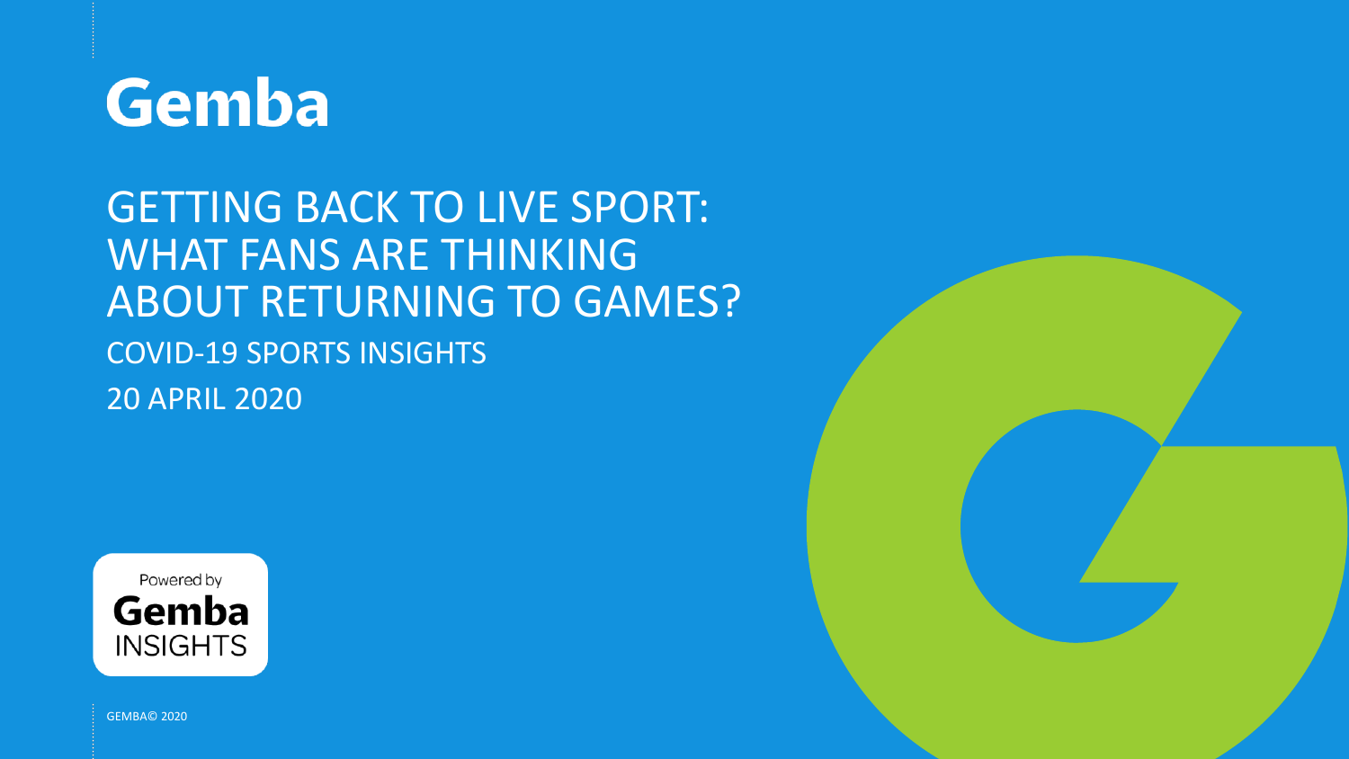# Gemba

## GETTING BACK TO LIVE SPORT: WHAT FANS ARE THINKING ABOUT RETURNING TO GAMES?

COVID-19 SPORTS INSIGHTS

20 APRIL 2020

Powered by
Gemba
INSIGHTS

GEMBA© 2020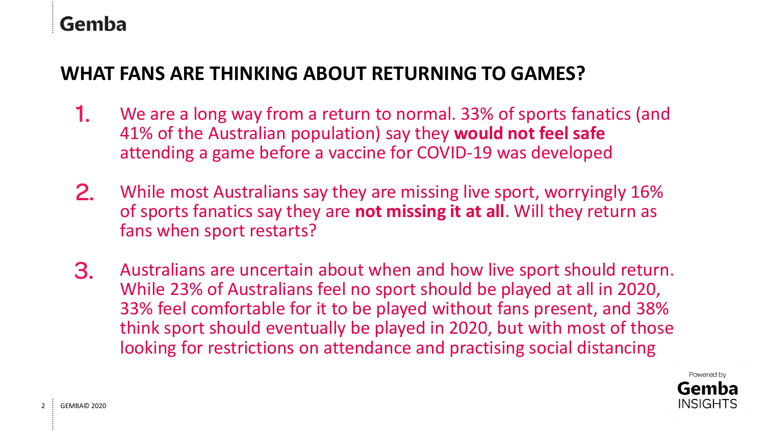## WHAT FANS ARE THINKING ABOUT RETURNING TO GAMES?

1. We are a long way from a return to normal. 33% of sports fanatics (and 41% of the Australian population) say they **would not feel safe** attending a game before a vaccine for COVID-19 was developed

2. While most Australians say they are missing live sport, worryingly 16% of sports fanatics say they are **not missing it at all**. Will they return as fans when sport restarts?

3. Australians are uncertain about when and how live sport should return. While 23% of Australians feel no sport should be played at all in 2020, 33% feel comfortable for it to be played without fans present, and 38% think sport should eventually be played in 2020, but with most of those looking for restrictions on attendance and practising social distancing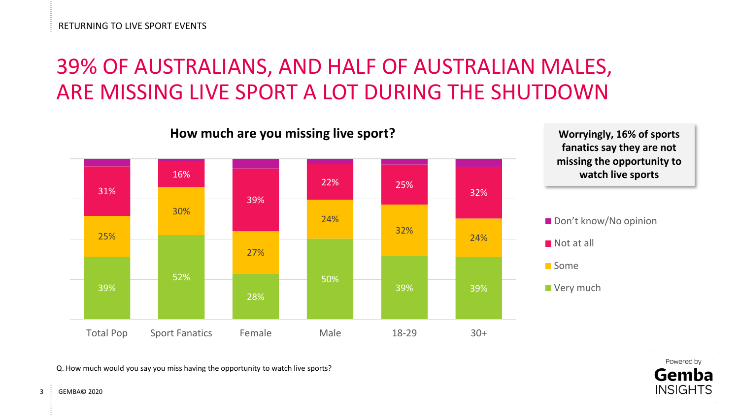RETURNING TO LIVE SPORT EVENTS

# 39% OF AUSTRALIANS, AND HALF OF AUSTRALIAN MALES, ARE MISSING LIVE SPORT A LOT DURING THE SHUTDOWN

### How much are you missing live sport?

| | Total Pop | Sport Fanatics | Female | Male | 18-29 | 30+ |
|---|---|---|---|---|---|---|
| Very much | 39% | 52% | 28% | 50% | 39% | 39% |
| Some | 25% | 30% | 27% | 24% | 32% | 24% |
| Not at all | 31% | 16% | 39% | 22% | 25% | 32% |
| Don't know/No opinion | | | | | | |

**Worryingly, 16% of sports fanatics say they are not missing the opportunity to watch live sports**

Q. How much would you say you miss having the opportunity to watch live sports?

GEMBA© 2020

Powered by Gemba INSIGHTS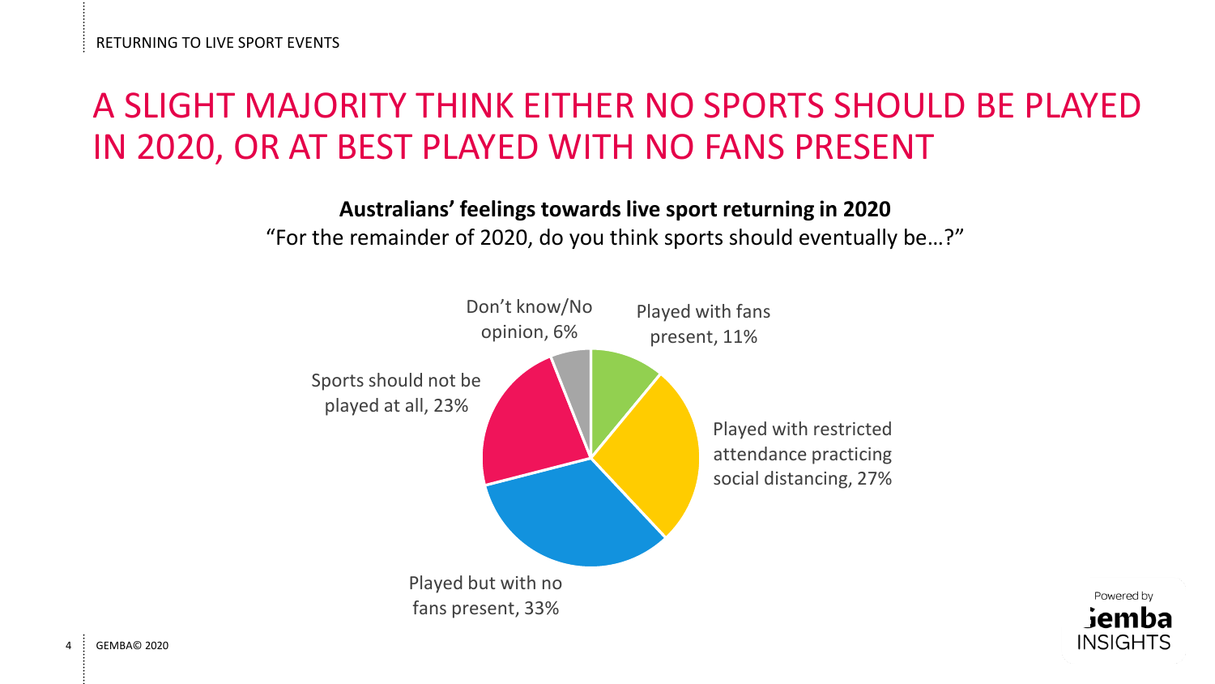# A SLIGHT MAJORITY THINK EITHER NO SPORTS SHOULD BE PLAYED IN 2020, OR AT BEST PLAYED WITH NO FANS PRESENT

**Australians' feelings towards live sport returning in 2020**

"For the remainder of 2020, do you think sports should eventually be…?"

| Response | % |
| --- | --- |
| Played with fans present | 11% |
| Played with restricted attendance practicing social distancing | 27% |
| Played but with no fans present | 33% |
| Sports should not be played at all | 23% |
| Don't know/No opinion | 6% |

Powered by Gemba INSIGHTS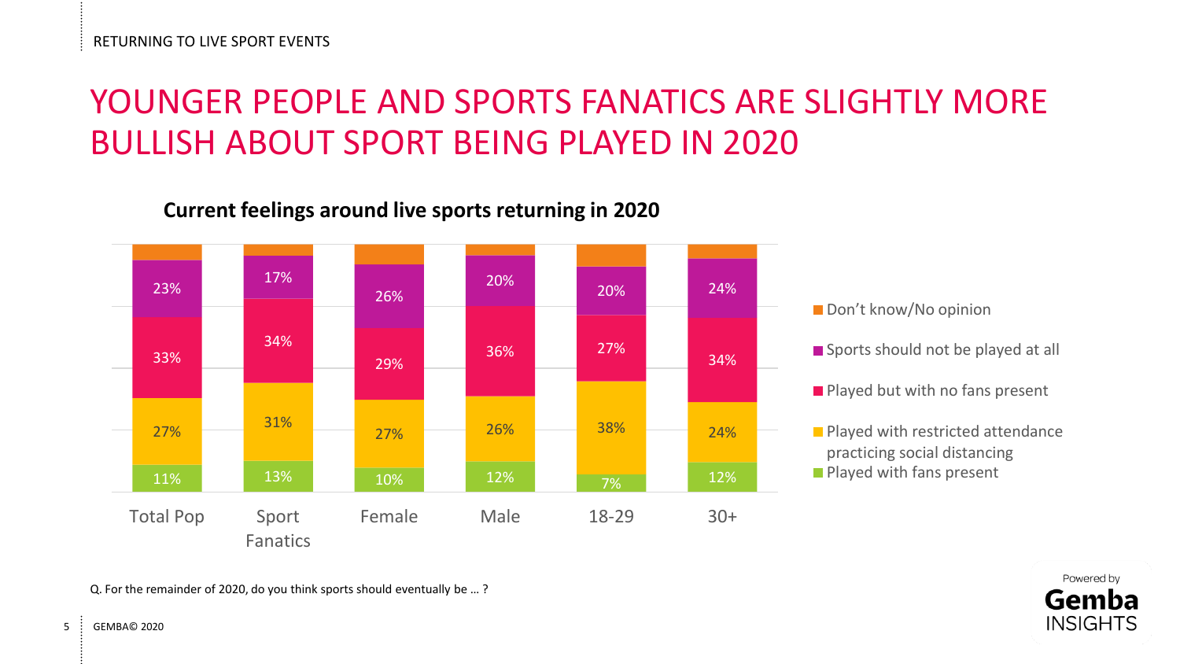RETURNING TO LIVE SPORT EVENTS

# YOUNGER PEOPLE AND SPORTS FANATICS ARE SLIGHTLY MORE BULLISH ABOUT SPORT BEING PLAYED IN 2020

**Current feelings around live sports returning in 2020**

| | Total Pop | Sport Fanatics | Female | Male | 18-29 | 30+ |
|---|---|---|---|---|---|---|
| Don't know/No opinion | | | | | | |
| Sports should not be played at all | 23% | 17% | 26% | 20% | 20% | 24% |
| Played but with no fans present | 33% | 34% | 29% | 36% | 27% | 34% |
| Played with restricted attendance practicing social distancing | 27% | 31% | 27% | 26% | 38% | 24% |
| Played with fans present | 11% | 13% | 10% | 12% | 7% | 12% |

Q. For the remainder of 2020, do you think sports should eventually be … ?

GEMBA© 2020

Powered by Gemba INSIGHTS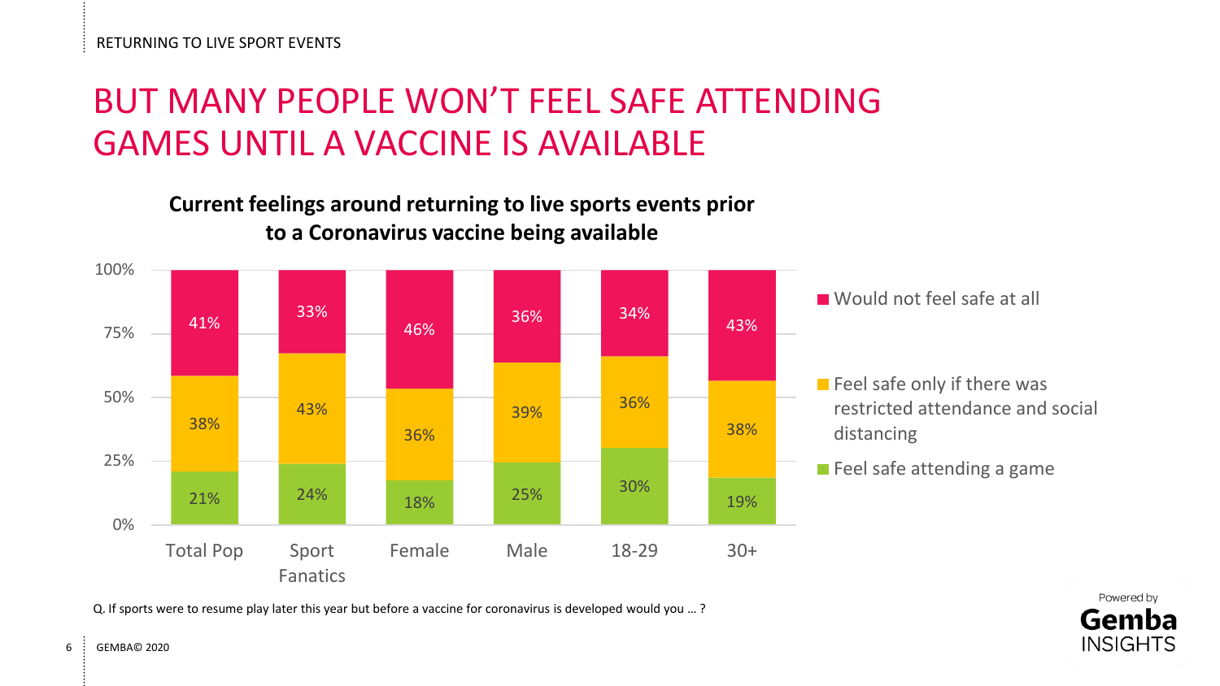RETURNING TO LIVE SPORT EVENTS

# BUT MANY PEOPLE WON'T FEEL SAFE ATTENDING GAMES UNTIL A VACCINE IS AVAILABLE

**Current feelings around returning to live sports events prior to a Coronavirus vaccine being available**

| | Total Pop | Sport Fanatics | Female | Male | 18-29 | 30+ |
|---|---|---|---|---|---|---|
| Would not feel safe at all | 41% | 33% | 46% | 36% | 34% | 43% |
| Feel safe only if there was restricted attendance and social distancing | 38% | 43% | 36% | 39% | 36% | 38% |
| Feel safe attending a game | 21% | 24% | 18% | 25% | 30% | 19% |

Q. If sports were to resume play later this year but before a vaccine for coronavirus is developed would you … ?

GEMBA© 2020

Powered by Gemba INSIGHTS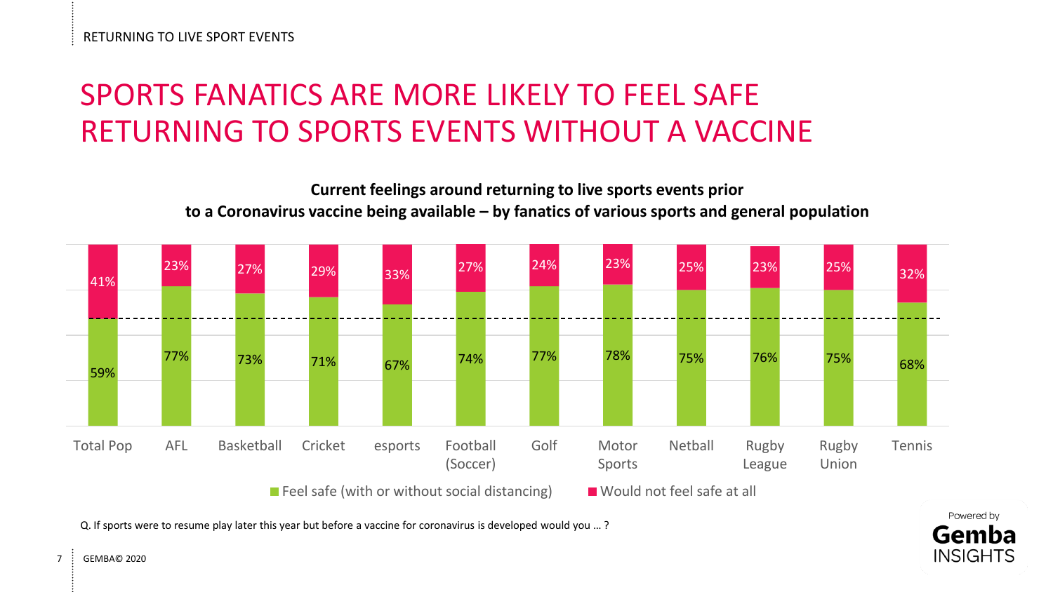RETURNING TO LIVE SPORT EVENTS

# SPORTS FANATICS ARE MORE LIKELY TO FEEL SAFE RETURNING TO SPORTS EVENTS WITHOUT A VACCINE

**Current feelings around returning to live sports events prior to a Coronavirus vaccine being available – by fanatics of various sports and general population**

| | Total Pop | AFL | Basketball | Cricket | esports | Football (Soccer) | Golf | Motor Sports | Netball | Rugby League | Rugby Union | Tennis |
|---|---|---|---|---|---|---|---|---|---|---|---|---|
| Feel safe (with or without social distancing) | 59% | 77% | 73% | 71% | 67% | 74% | 77% | 78% | 75% | 76% | 75% | 68% |
| Would not feel safe at all | 41% | 23% | 27% | 29% | 33% | 27% | 24% | 23% | 25% | 23% | 25% | 32% |

Q. If sports were to resume play later this year but before a vaccine for coronavirus is developed would you … ?

GEMBA© 2020

Powered by Gemba INSIGHTS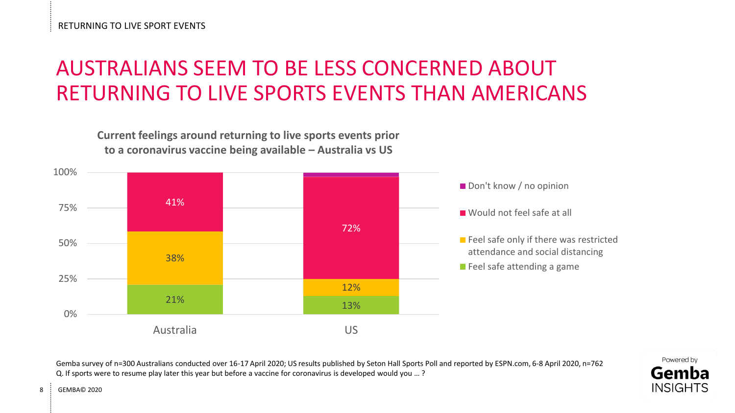RETURNING TO LIVE SPORT EVENTS

# AUSTRALIANS SEEM TO BE LESS CONCERNED ABOUT RETURNING TO LIVE SPORTS EVENTS THAN AMERICANS

**Current feelings around returning to live sports events prior to a coronavirus vaccine being available – Australia vs US**

| | Australia | US |
| --- | --- | --- |
| Don't know / no opinion | | |
| Would not feel safe at all | 41% | 72% |
| Feel safe only if there was restricted attendance and social distancing | 38% | 12% |
| Feel safe attending a game | 21% | 13% |

Gemba survey of n=300 Australians conducted over 16-17 April 2020; US results published by Seton Hall Sports Poll and reported by ESPN.com, 6-8 April 2020, n=762

Q. If sports were to resume play later this year but before a vaccine for coronavirus is developed would you … ?

Powered by Gemba INSIGHTS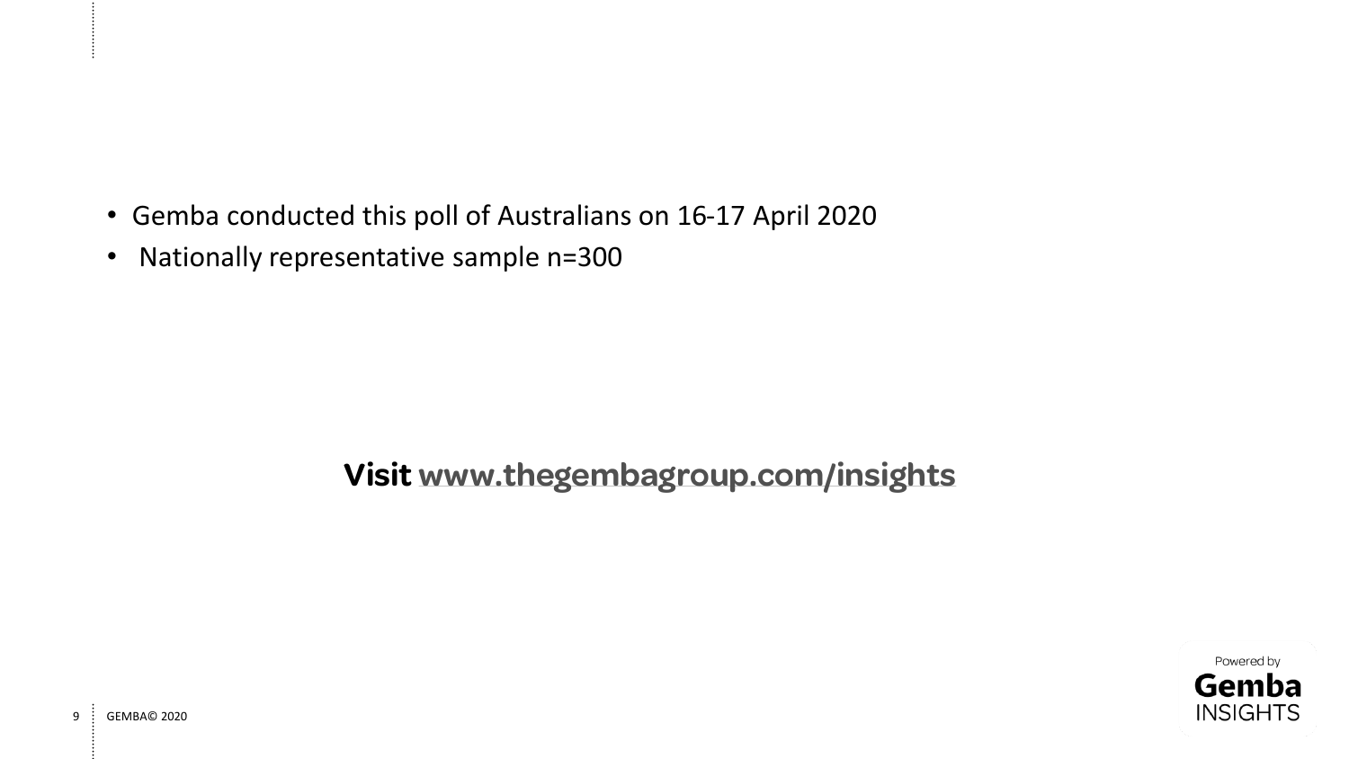- Gemba conducted this poll of Australians on 16-17 April 2020
- Nationally representative sample n=300

**Visit www.thegembagroup.com/insights**

Powered by
**Gemba**
INSIGHTS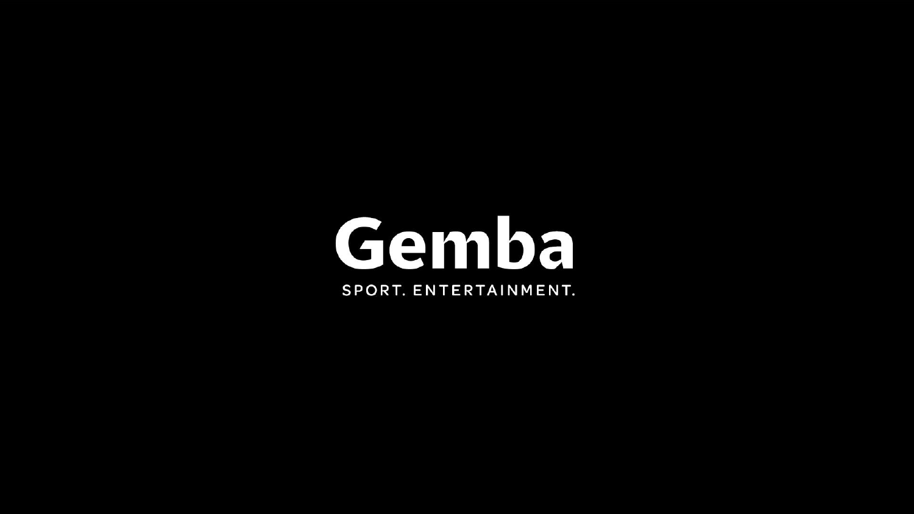# Gemba

SPORT. ENTERTAINMENT.